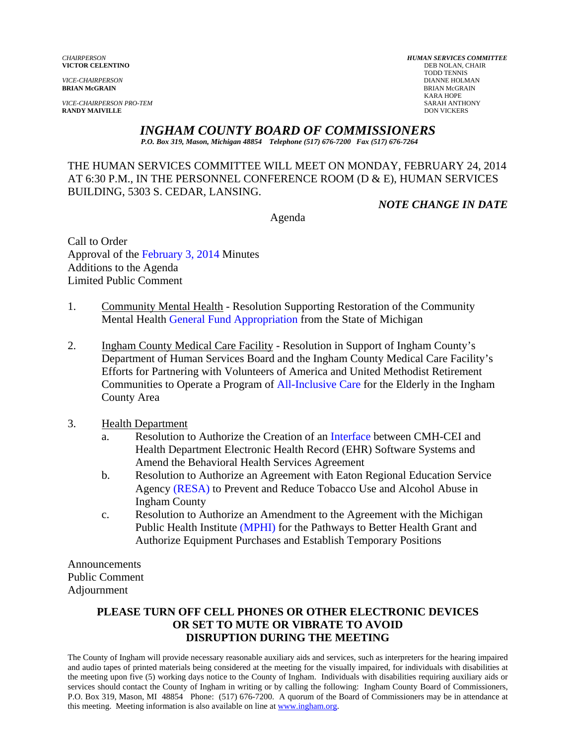*CHAIRPERSON*
**VICTOR CELENTINO**

*VICE-CHAIRPERSON*
**BRIAN McGRAIN**

*VICE-CHAIRPERSON PRO-TEM*
**RANDY MAIVILLE**

***HUMAN SERVICES COMMITTEE***
DEB NOLAN, CHAIR
TODD TENNIS
DIANNE HOLMAN
BRIAN McGRAIN
KARA HOPE
SARAH ANTHONY
DON VICKERS

# *INGHAM COUNTY BOARD OF COMMISSIONERS*

*P.O. Box 319, Mason, Michigan 48854 Telephone (517) 676-7200 Fax (517) 676-7264*

THE HUMAN SERVICES COMMITTEE WILL MEET ON MONDAY, FEBRUARY 24, 2014 AT 6:30 P.M., IN THE PERSONNEL CONFERENCE ROOM (D & E), HUMAN SERVICES BUILDING, 5303 S. CEDAR, LANSING.

***NOTE CHANGE IN DATE***

Agenda

Call to Order
Approval of the February 3, 2014 Minutes
Additions to the Agenda
Limited Public Comment

1. Community Mental Health - Resolution Supporting Restoration of the Community Mental Health General Fund Appropriation from the State of Michigan

2. Ingham County Medical Care Facility - Resolution in Support of Ingham County's Department of Human Services Board and the Ingham County Medical Care Facility's Efforts for Partnering with Volunteers of America and United Methodist Retirement Communities to Operate a Program of All-Inclusive Care for the Elderly in the Ingham County Area

3. Health Department
   a. Resolution to Authorize the Creation of an Interface between CMH-CEI and Health Department Electronic Health Record (EHR) Software Systems and Amend the Behavioral Health Services Agreement
   b. Resolution to Authorize an Agreement with Eaton Regional Education Service Agency (RESA) to Prevent and Reduce Tobacco Use and Alcohol Abuse in Ingham County
   c. Resolution to Authorize an Amendment to the Agreement with the Michigan Public Health Institute (MPHI) for the Pathways to Better Health Grant and Authorize Equipment Purchases and Establish Temporary Positions

Announcements
Public Comment
Adjournment

**PLEASE TURN OFF CELL PHONES OR OTHER ELECTRONIC DEVICES OR SET TO MUTE OR VIBRATE TO AVOID DISRUPTION DURING THE MEETING**

The County of Ingham will provide necessary reasonable auxiliary aids and services, such as interpreters for the hearing impaired and audio tapes of printed materials being considered at the meeting for the visually impaired, for individuals with disabilities at the meeting upon five (5) working days notice to the County of Ingham. Individuals with disabilities requiring auxiliary aids or services should contact the County of Ingham in writing or by calling the following: Ingham County Board of Commissioners, P.O. Box 319, Mason, MI 48854 Phone: (517) 676-7200. A quorum of the Board of Commissioners may be in attendance at this meeting. Meeting information is also available on line at www.ingham.org.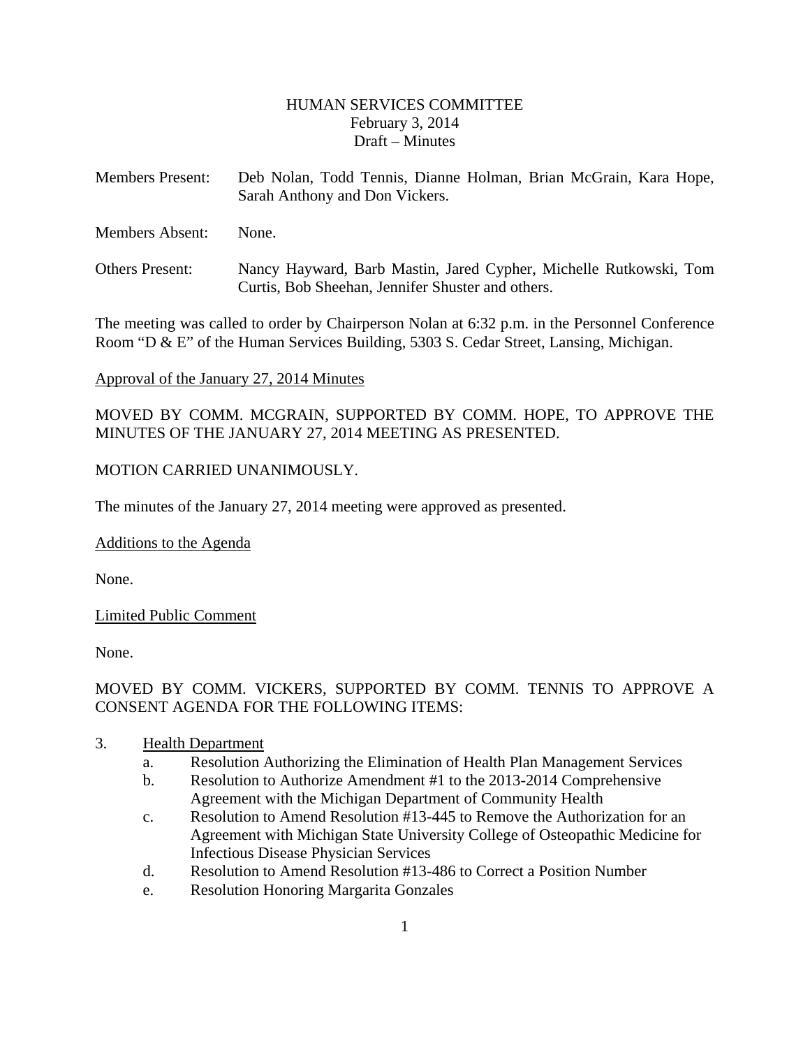HUMAN SERVICES COMMITTEE
February 3, 2014
Draft – Minutes

Members Present: Deb Nolan, Todd Tennis, Dianne Holman, Brian McGrain, Kara Hope, Sarah Anthony and Don Vickers.

Members Absent: None.

Others Present: Nancy Hayward, Barb Mastin, Jared Cypher, Michelle Rutkowski, Tom Curtis, Bob Sheehan, Jennifer Shuster and others.

The meeting was called to order by Chairperson Nolan at 6:32 p.m. in the Personnel Conference Room "D & E" of the Human Services Building, 5303 S. Cedar Street, Lansing, Michigan.

Approval of the January 27, 2014 Minutes

MOVED BY COMM. MCGRAIN, SUPPORTED BY COMM. HOPE, TO APPROVE THE MINUTES OF THE JANUARY 27, 2014 MEETING AS PRESENTED.

MOTION CARRIED UNANIMOUSLY.

The minutes of the January 27, 2014 meeting were approved as presented.

Additions to the Agenda

None.

Limited Public Comment

None.

MOVED BY COMM. VICKERS, SUPPORTED BY COMM. TENNIS TO APPROVE A CONSENT AGENDA FOR THE FOLLOWING ITEMS:

3. Health Department
   a. Resolution Authorizing the Elimination of Health Plan Management Services
   b. Resolution to Authorize Amendment #1 to the 2013-2014 Comprehensive Agreement with the Michigan Department of Community Health
   c. Resolution to Amend Resolution #13-445 to Remove the Authorization for an Agreement with Michigan State University College of Osteopathic Medicine for Infectious Disease Physician Services
   d. Resolution to Amend Resolution #13-486 to Correct a Position Number
   e. Resolution Honoring Margarita Gonzales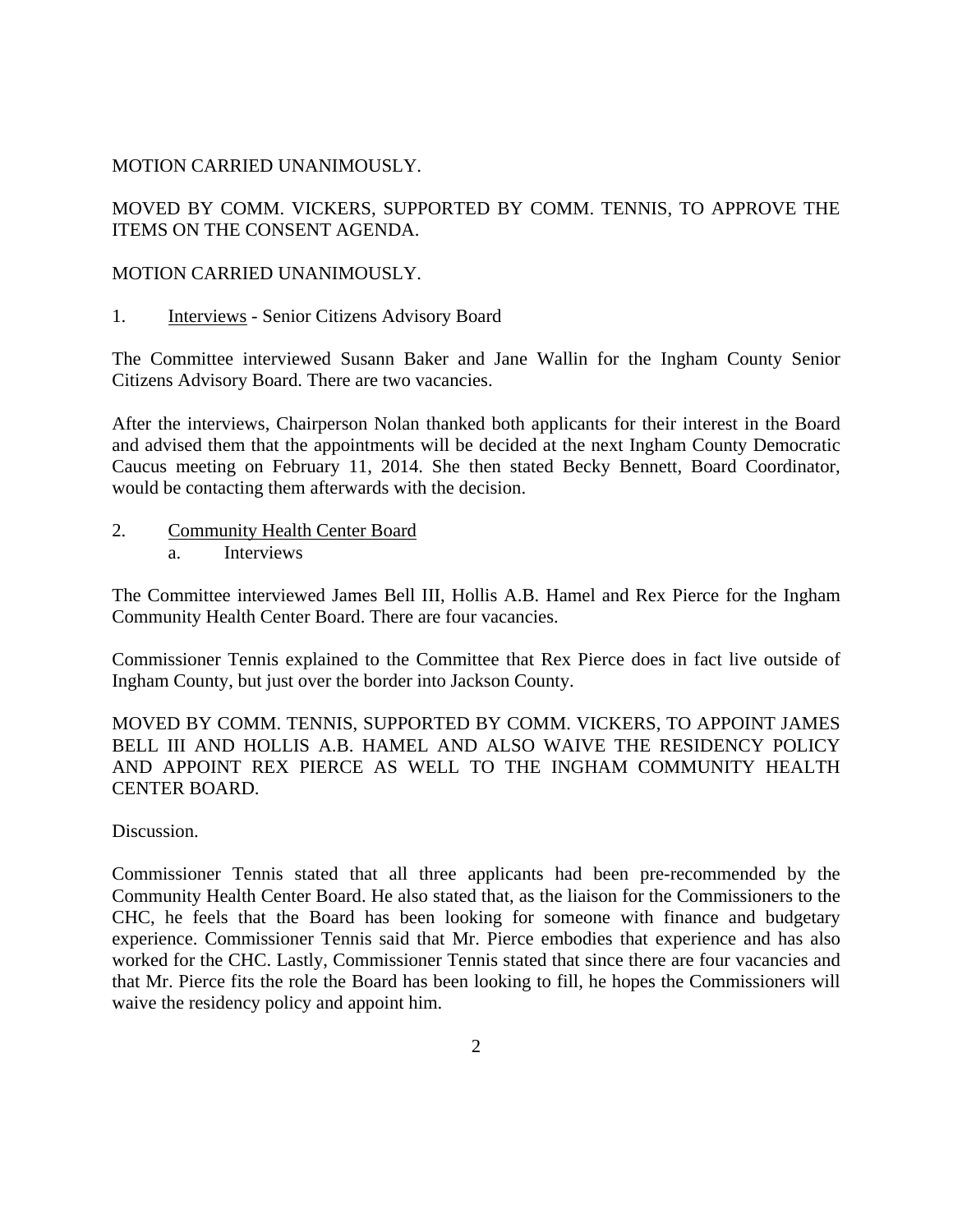MOTION CARRIED UNANIMOUSLY.

MOVED BY COMM. VICKERS, SUPPORTED BY COMM. TENNIS, TO APPROVE THE ITEMS ON THE CONSENT AGENDA.

MOTION CARRIED UNANIMOUSLY.

1. Interviews - Senior Citizens Advisory Board

The Committee interviewed Susann Baker and Jane Wallin for the Ingham County Senior Citizens Advisory Board. There are two vacancies.

After the interviews, Chairperson Nolan thanked both applicants for their interest in the Board and advised them that the appointments will be decided at the next Ingham County Democratic Caucus meeting on February 11, 2014. She then stated Becky Bennett, Board Coordinator, would be contacting them afterwards with the decision.

2. Community Health Center Board
   a. Interviews

The Committee interviewed James Bell III, Hollis A.B. Hamel and Rex Pierce for the Ingham Community Health Center Board. There are four vacancies.

Commissioner Tennis explained to the Committee that Rex Pierce does in fact live outside of Ingham County, but just over the border into Jackson County.

MOVED BY COMM. TENNIS, SUPPORTED BY COMM. VICKERS, TO APPOINT JAMES BELL III AND HOLLIS A.B. HAMEL AND ALSO WAIVE THE RESIDENCY POLICY AND APPOINT REX PIERCE AS WELL TO THE INGHAM COMMUNITY HEALTH CENTER BOARD.

Discussion.

Commissioner Tennis stated that all three applicants had been pre-recommended by the Community Health Center Board. He also stated that, as the liaison for the Commissioners to the CHC, he feels that the Board has been looking for someone with finance and budgetary experience. Commissioner Tennis said that Mr. Pierce embodies that experience and has also worked for the CHC. Lastly, Commissioner Tennis stated that since there are four vacancies and that Mr. Pierce fits the role the Board has been looking to fill, he hopes the Commissioners will waive the residency policy and appoint him.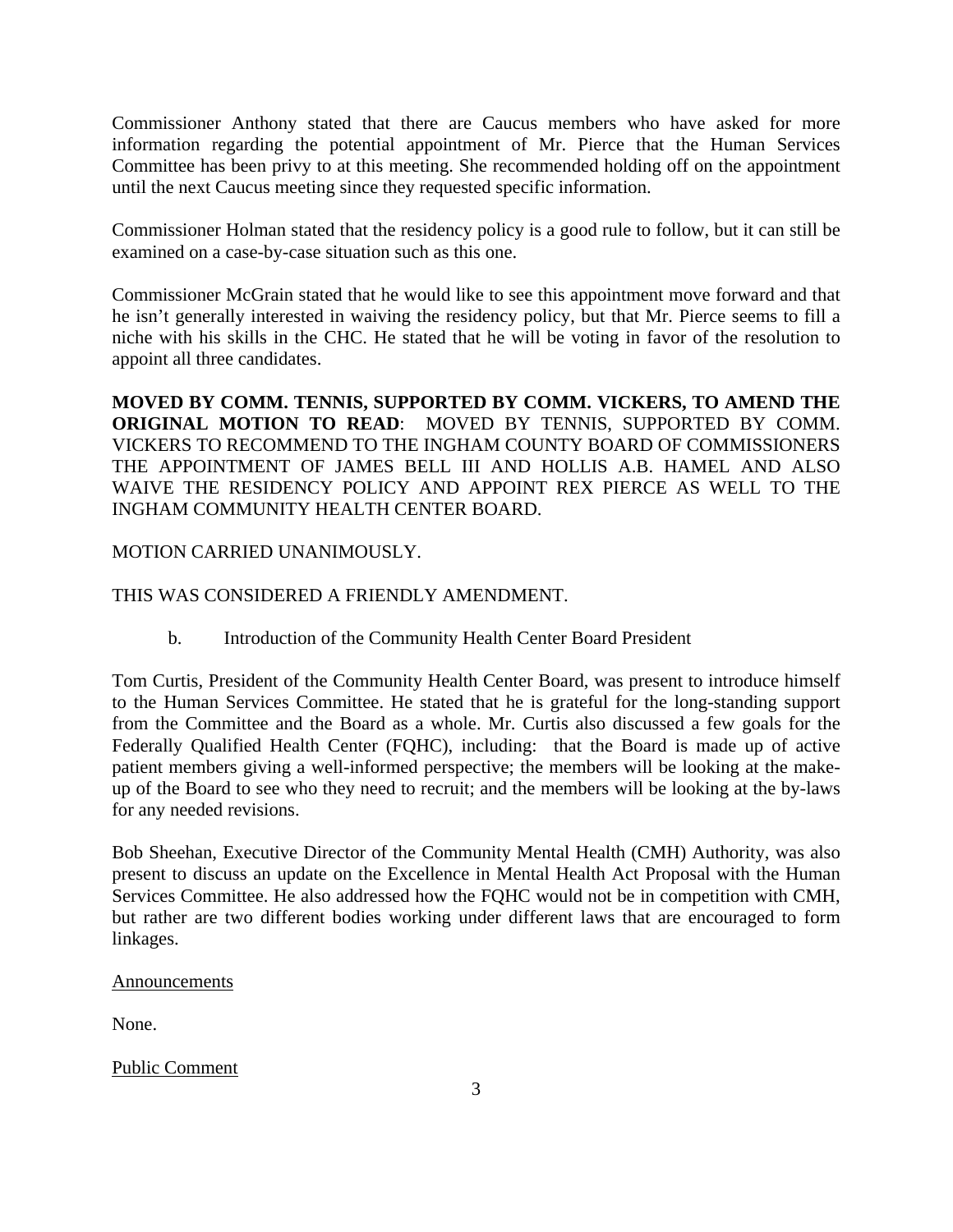Commissioner Anthony stated that there are Caucus members who have asked for more information regarding the potential appointment of Mr. Pierce that the Human Services Committee has been privy to at this meeting. She recommended holding off on the appointment until the next Caucus meeting since they requested specific information.

Commissioner Holman stated that the residency policy is a good rule to follow, but it can still be examined on a case-by-case situation such as this one.

Commissioner McGrain stated that he would like to see this appointment move forward and that he isn't generally interested in waiving the residency policy, but that Mr. Pierce seems to fill a niche with his skills in the CHC. He stated that he will be voting in favor of the resolution to appoint all three candidates.

**MOVED BY COMM. TENNIS, SUPPORTED BY COMM. VICKERS, TO AMEND THE ORIGINAL MOTION TO READ**: MOVED BY TENNIS, SUPPORTED BY COMM. VICKERS TO RECOMMEND TO THE INGHAM COUNTY BOARD OF COMMISSIONERS THE APPOINTMENT OF JAMES BELL III AND HOLLIS A.B. HAMEL AND ALSO WAIVE THE RESIDENCY POLICY AND APPOINT REX PIERCE AS WELL TO THE INGHAM COMMUNITY HEALTH CENTER BOARD.

MOTION CARRIED UNANIMOUSLY.

THIS WAS CONSIDERED A FRIENDLY AMENDMENT.

b. Introduction of the Community Health Center Board President

Tom Curtis, President of the Community Health Center Board, was present to introduce himself to the Human Services Committee. He stated that he is grateful for the long-standing support from the Committee and the Board as a whole. Mr. Curtis also discussed a few goals for the Federally Qualified Health Center (FQHC), including: that the Board is made up of active patient members giving a well-informed perspective; the members will be looking at the make-up of the Board to see who they need to recruit; and the members will be looking at the by-laws for any needed revisions.

Bob Sheehan, Executive Director of the Community Mental Health (CMH) Authority, was also present to discuss an update on the Excellence in Mental Health Act Proposal with the Human Services Committee. He also addressed how the FQHC would not be in competition with CMH, but rather are two different bodies working under different laws that are encouraged to form linkages.

<u>Announcements</u>

None.

<u>Public Comment</u>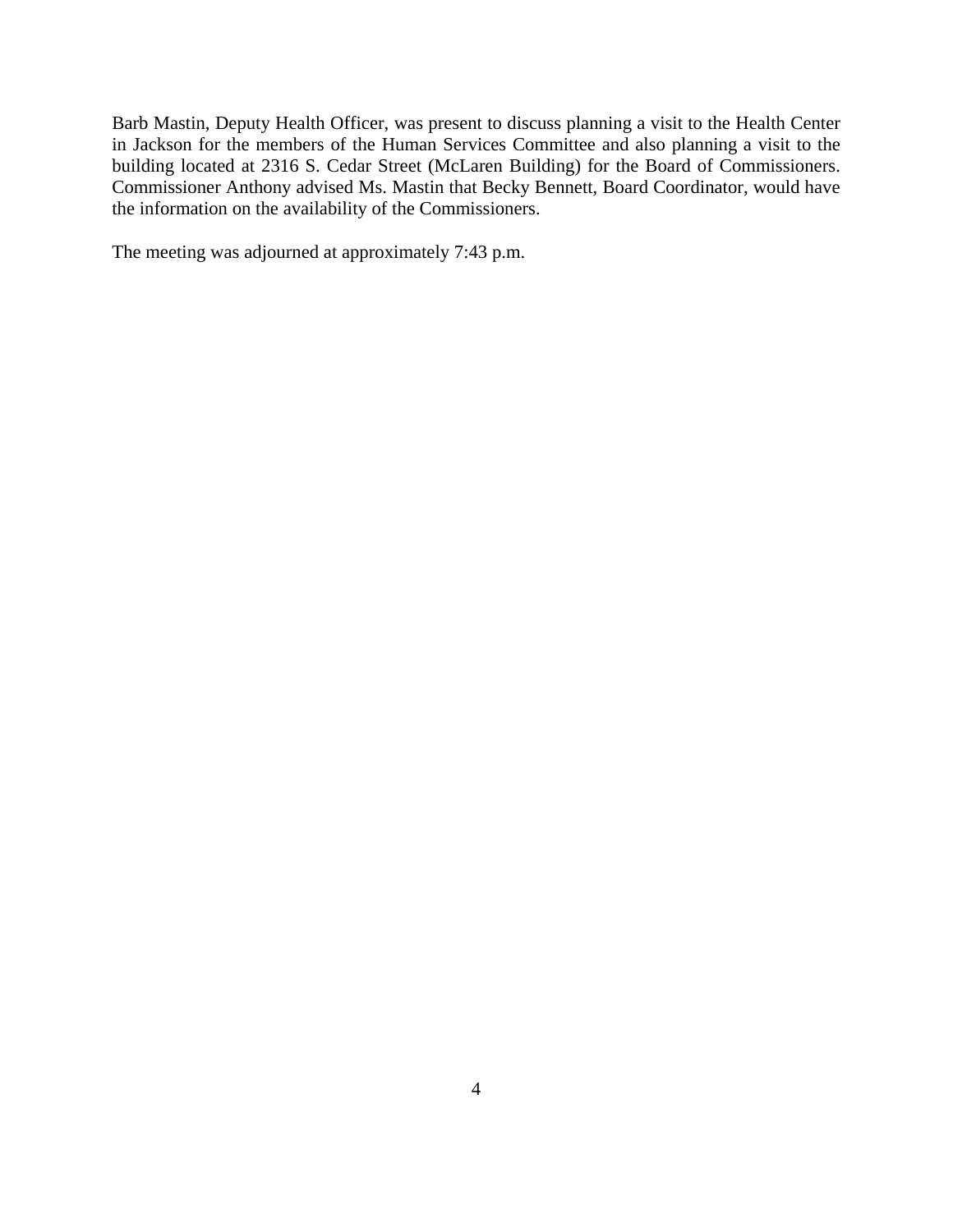Barb Mastin, Deputy Health Officer, was present to discuss planning a visit to the Health Center in Jackson for the members of the Human Services Committee and also planning a visit to the building located at 2316 S. Cedar Street (McLaren Building) for the Board of Commissioners. Commissioner Anthony advised Ms. Mastin that Becky Bennett, Board Coordinator, would have the information on the availability of the Commissioners.

The meeting was adjourned at approximately 7:43 p.m.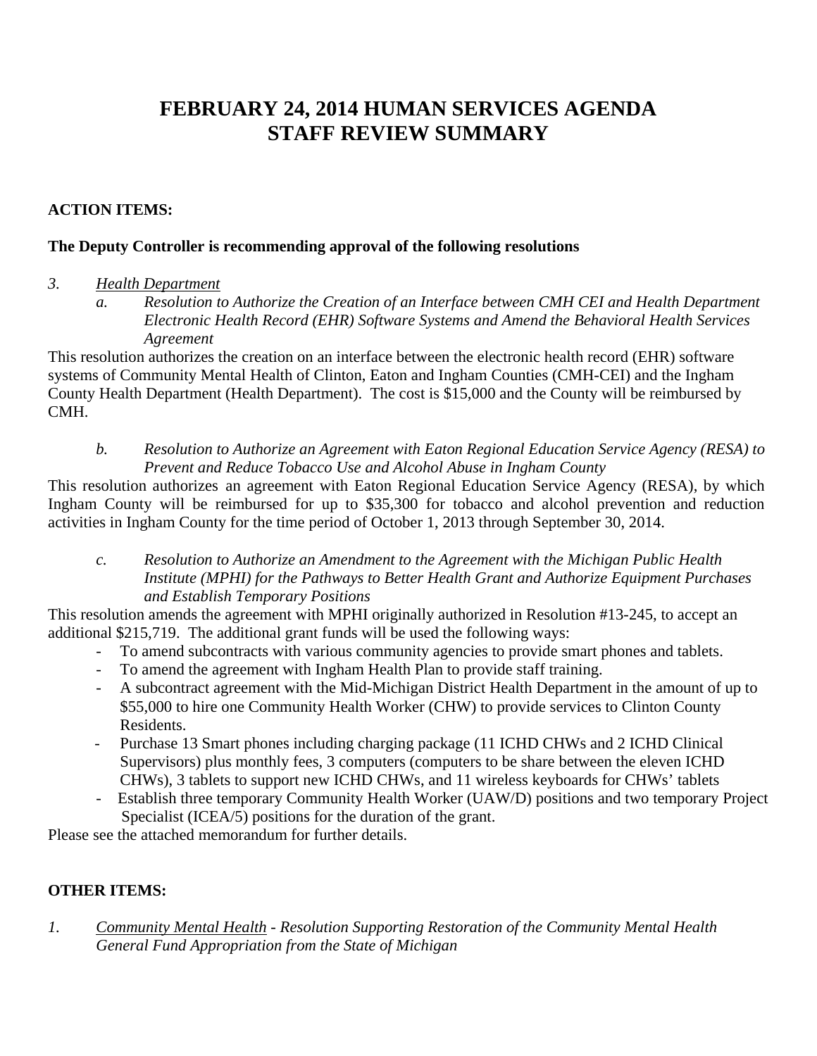# FEBRUARY 24, 2014 HUMAN SERVICES AGENDA STAFF REVIEW SUMMARY

**ACTION ITEMS:**

**The Deputy Controller is recommending approval of the following resolutions**

3. <u>*Health Department*</u>

   a. *Resolution to Authorize the Creation of an Interface between CMH CEI and Health Department Electronic Health Record (EHR) Software Systems and Amend the Behavioral Health Services Agreement*

This resolution authorizes the creation on an interface between the electronic health record (EHR) software systems of Community Mental Health of Clinton, Eaton and Ingham Counties (CMH-CEI) and the Ingham County Health Department (Health Department). The cost is $15,000 and the County will be reimbursed by CMH.

   b. *Resolution to Authorize an Agreement with Eaton Regional Education Service Agency (RESA) to Prevent and Reduce Tobacco Use and Alcohol Abuse in Ingham County*

This resolution authorizes an agreement with Eaton Regional Education Service Agency (RESA), by which Ingham County will be reimbursed for up to $35,300 for tobacco and alcohol prevention and reduction activities in Ingham County for the time period of October 1, 2013 through September 30, 2014.

   c. *Resolution to Authorize an Amendment to the Agreement with the Michigan Public Health Institute (MPHI) for the Pathways to Better Health Grant and Authorize Equipment Purchases and Establish Temporary Positions*

This resolution amends the agreement with MPHI originally authorized in Resolution #13-245, to accept an additional $215,719. The additional grant funds will be used the following ways:

- To amend subcontracts with various community agencies to provide smart phones and tablets.
- To amend the agreement with Ingham Health Plan to provide staff training.
- A subcontract agreement with the Mid-Michigan District Health Department in the amount of up to $55,000 to hire one Community Health Worker (CHW) to provide services to Clinton County Residents.
- Purchase 13 Smart phones including charging package (11 ICHD CHWs and 2 ICHD Clinical Supervisors) plus monthly fees, 3 computers (computers to be share between the eleven ICHD CHWs), 3 tablets to support new ICHD CHWs, and 11 wireless keyboards for CHWs' tablets
- Establish three temporary Community Health Worker (UAW/D) positions and two temporary Project Specialist (ICEA/5) positions for the duration of the grant.

Please see the attached memorandum for further details.

**OTHER ITEMS:**

1. <u>*Community Mental Health*</u> - *Resolution Supporting Restoration of the Community Mental Health General Fund Appropriation from the State of Michigan*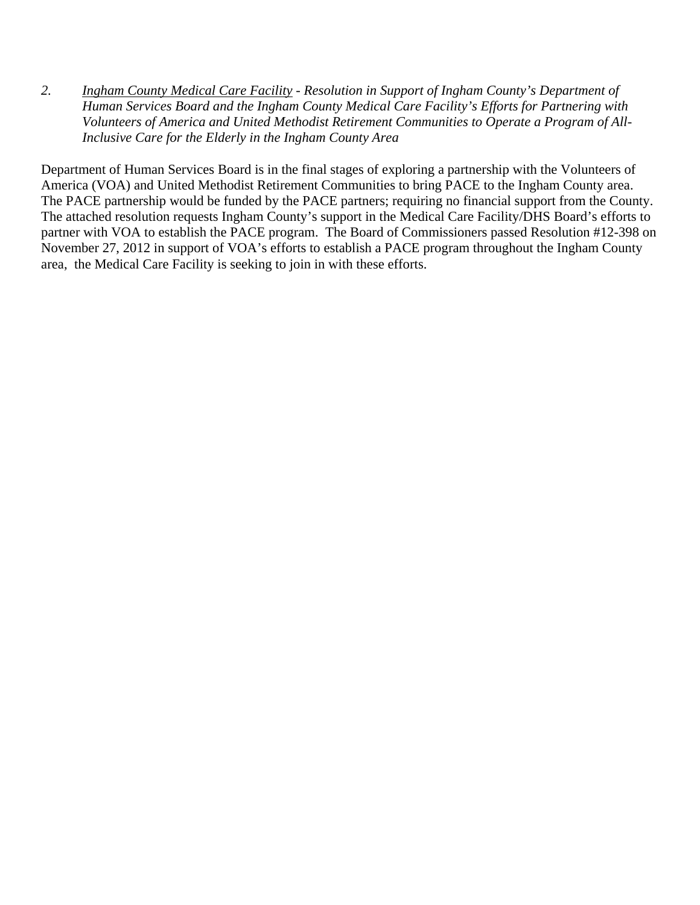2. <u>Ingham County Medical Care Facility</u> *- Resolution in Support of Ingham County's Department of Human Services Board and the Ingham County Medical Care Facility's Efforts for Partnering with Volunteers of America and United Methodist Retirement Communities to Operate a Program of All-Inclusive Care for the Elderly in the Ingham County Area*

Department of Human Services Board is in the final stages of exploring a partnership with the Volunteers of America (VOA) and United Methodist Retirement Communities to bring PACE to the Ingham County area. The PACE partnership would be funded by the PACE partners; requiring no financial support from the County. The attached resolution requests Ingham County's support in the Medical Care Facility/DHS Board's efforts to partner with VOA to establish the PACE program. The Board of Commissioners passed Resolution #12-398 on November 27, 2012 in support of VOA's efforts to establish a PACE program throughout the Ingham County area, the Medical Care Facility is seeking to join in with these efforts.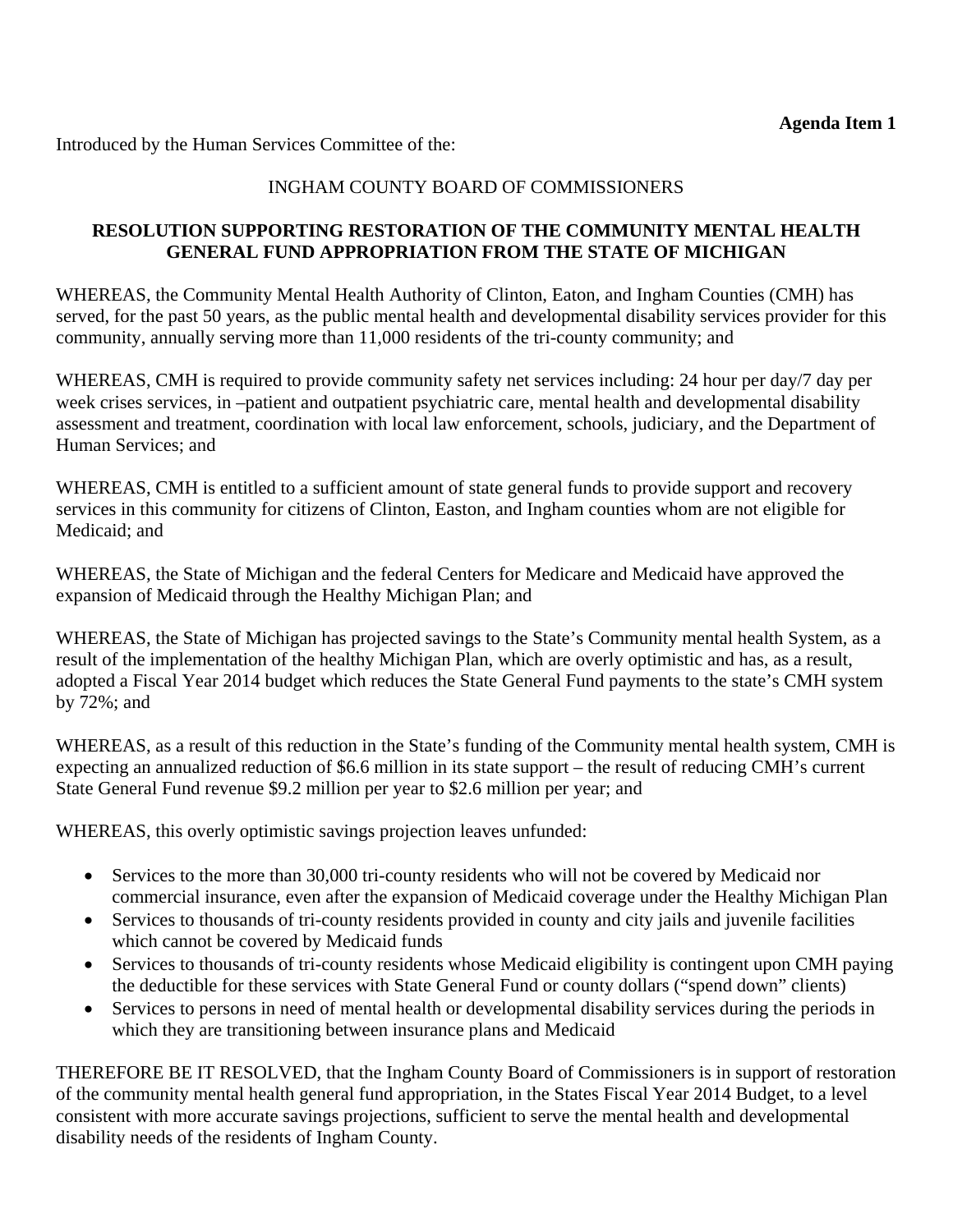**Agenda Item 1**

Introduced by the Human Services Committee of the:

INGHAM COUNTY BOARD OF COMMISSIONERS

**RESOLUTION SUPPORTING RESTORATION OF THE COMMUNITY MENTAL HEALTH GENERAL FUND APPROPRIATION FROM THE STATE OF MICHIGAN**

WHEREAS, the Community Mental Health Authority of Clinton, Eaton, and Ingham Counties (CMH) has served, for the past 50 years, as the public mental health and developmental disability services provider for this community, annually serving more than 11,000 residents of the tri-county community; and

WHEREAS, CMH is required to provide community safety net services including: 24 hour per day/7 day per week crises services, in –patient and outpatient psychiatric care, mental health and developmental disability assessment and treatment, coordination with local law enforcement, schools, judiciary, and the Department of Human Services; and

WHEREAS, CMH is entitled to a sufficient amount of state general funds to provide support and recovery services in this community for citizens of Clinton, Easton, and Ingham counties whom are not eligible for Medicaid; and

WHEREAS, the State of Michigan and the federal Centers for Medicare and Medicaid have approved the expansion of Medicaid through the Healthy Michigan Plan; and

WHEREAS, the State of Michigan has projected savings to the State's Community mental health System, as a result of the implementation of the healthy Michigan Plan, which are overly optimistic and has, as a result, adopted a Fiscal Year 2014 budget which reduces the State General Fund payments to the state's CMH system by 72%; and

WHEREAS, as a result of this reduction in the State's funding of the Community mental health system, CMH is expecting an annualized reduction of $6.6 million in its state support – the result of reducing CMH's current State General Fund revenue $9.2 million per year to $2.6 million per year; and

WHEREAS, this overly optimistic savings projection leaves unfunded:

- Services to the more than 30,000 tri-county residents who will not be covered by Medicaid nor commercial insurance, even after the expansion of Medicaid coverage under the Healthy Michigan Plan
- Services to thousands of tri-county residents provided in county and city jails and juvenile facilities which cannot be covered by Medicaid funds
- Services to thousands of tri-county residents whose Medicaid eligibility is contingent upon CMH paying the deductible for these services with State General Fund or county dollars ("spend down" clients)
- Services to persons in need of mental health or developmental disability services during the periods in which they are transitioning between insurance plans and Medicaid

THEREFORE BE IT RESOLVED, that the Ingham County Board of Commissioners is in support of restoration of the community mental health general fund appropriation, in the States Fiscal Year 2014 Budget, to a level consistent with more accurate savings projections, sufficient to serve the mental health and developmental disability needs of the residents of Ingham County.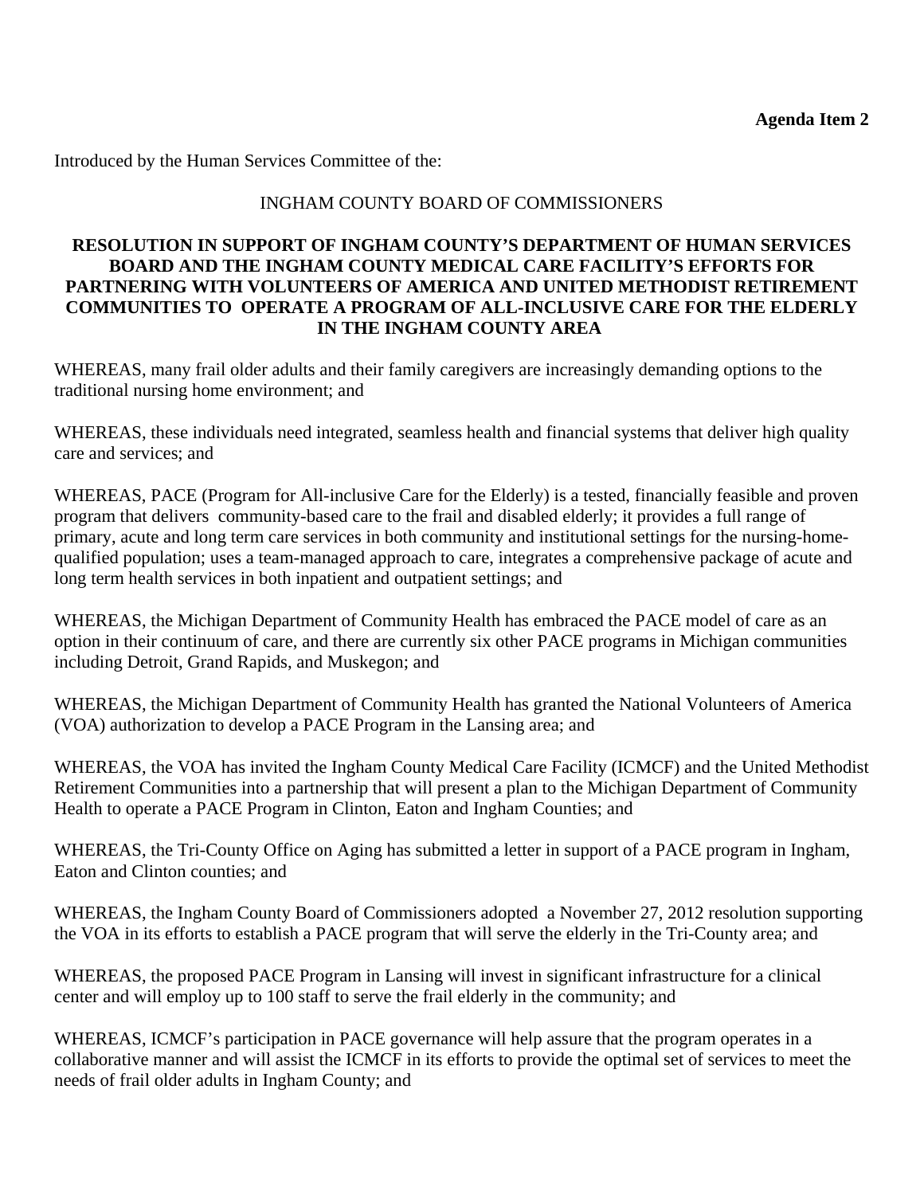**Agenda Item 2**

Introduced by the Human Services Committee of the:

INGHAM COUNTY BOARD OF COMMISSIONERS

**RESOLUTION IN SUPPORT OF INGHAM COUNTY'S DEPARTMENT OF HUMAN SERVICES BOARD AND THE INGHAM COUNTY MEDICAL CARE FACILITY'S EFFORTS FOR PARTNERING WITH VOLUNTEERS OF AMERICA AND UNITED METHODIST RETIREMENT COMMUNITIES TO OPERATE A PROGRAM OF ALL-INCLUSIVE CARE FOR THE ELDERLY IN THE INGHAM COUNTY AREA**

WHEREAS, many frail older adults and their family caregivers are increasingly demanding options to the traditional nursing home environment; and

WHEREAS, these individuals need integrated, seamless health and financial systems that deliver high quality care and services; and

WHEREAS, PACE (Program for All-inclusive Care for the Elderly) is a tested, financially feasible and proven program that delivers community-based care to the frail and disabled elderly; it provides a full range of primary, acute and long term care services in both community and institutional settings for the nursing-home-qualified population; uses a team-managed approach to care, integrates a comprehensive package of acute and long term health services in both inpatient and outpatient settings; and

WHEREAS, the Michigan Department of Community Health has embraced the PACE model of care as an option in their continuum of care, and there are currently six other PACE programs in Michigan communities including Detroit, Grand Rapids, and Muskegon; and

WHEREAS, the Michigan Department of Community Health has granted the National Volunteers of America (VOA) authorization to develop a PACE Program in the Lansing area; and

WHEREAS, the VOA has invited the Ingham County Medical Care Facility (ICMCF) and the United Methodist Retirement Communities into a partnership that will present a plan to the Michigan Department of Community Health to operate a PACE Program in Clinton, Eaton and Ingham Counties; and

WHEREAS, the Tri-County Office on Aging has submitted a letter in support of a PACE program in Ingham, Eaton and Clinton counties; and

WHEREAS, the Ingham County Board of Commissioners adopted a November 27, 2012 resolution supporting the VOA in its efforts to establish a PACE program that will serve the elderly in the Tri-County area; and

WHEREAS, the proposed PACE Program in Lansing will invest in significant infrastructure for a clinical center and will employ up to 100 staff to serve the frail elderly in the community; and

WHEREAS, ICMCF's participation in PACE governance will help assure that the program operates in a collaborative manner and will assist the ICMCF in its efforts to provide the optimal set of services to meet the needs of frail older adults in Ingham County; and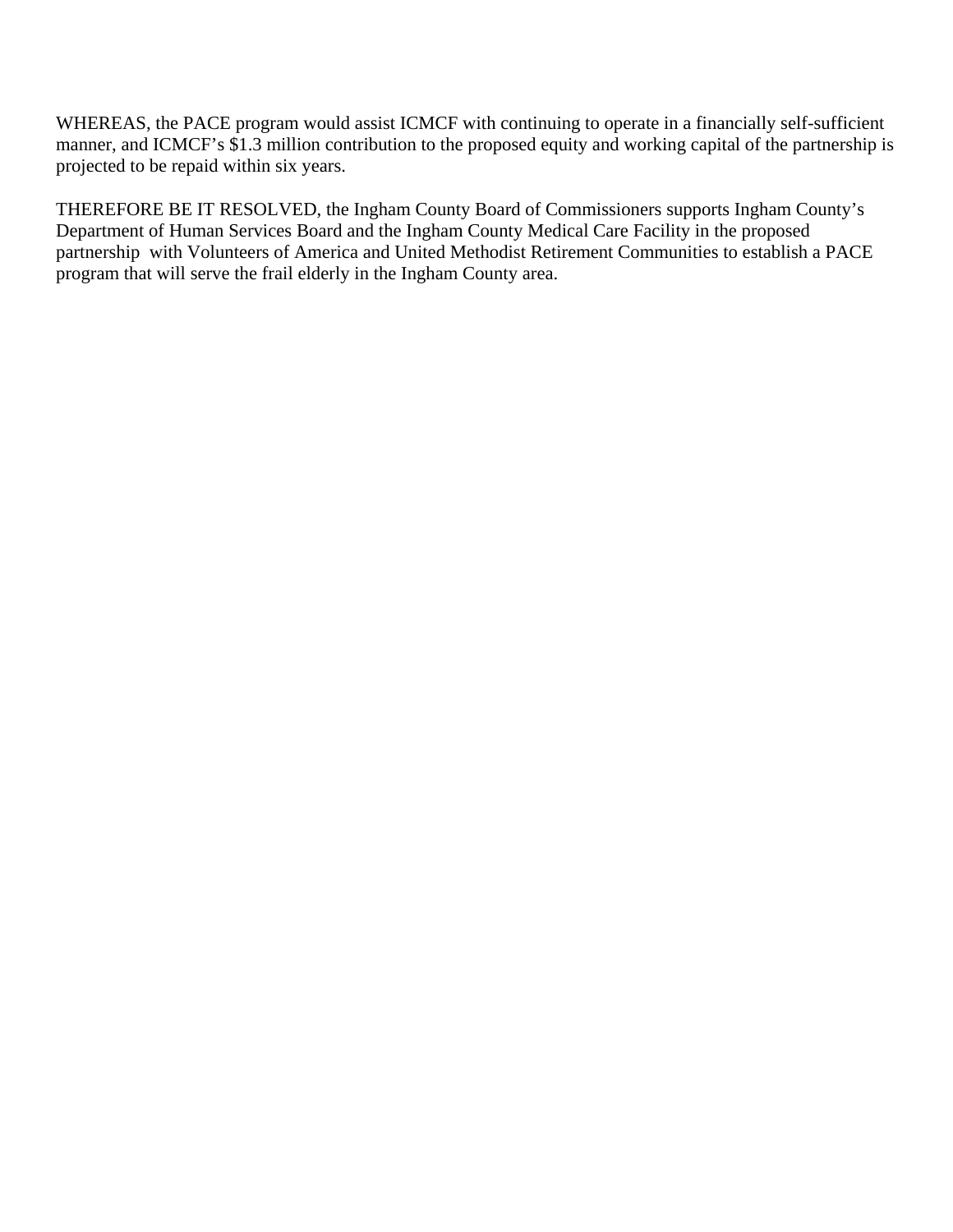WHEREAS, the PACE program would assist ICMCF with continuing to operate in a financially self-sufficient manner, and ICMCF's $1.3 million contribution to the proposed equity and working capital of the partnership is projected to be repaid within six years.

THEREFORE BE IT RESOLVED, the Ingham County Board of Commissioners supports Ingham County's Department of Human Services Board and the Ingham County Medical Care Facility in the proposed partnership with Volunteers of America and United Methodist Retirement Communities to establish a PACE program that will serve the frail elderly in the Ingham County area.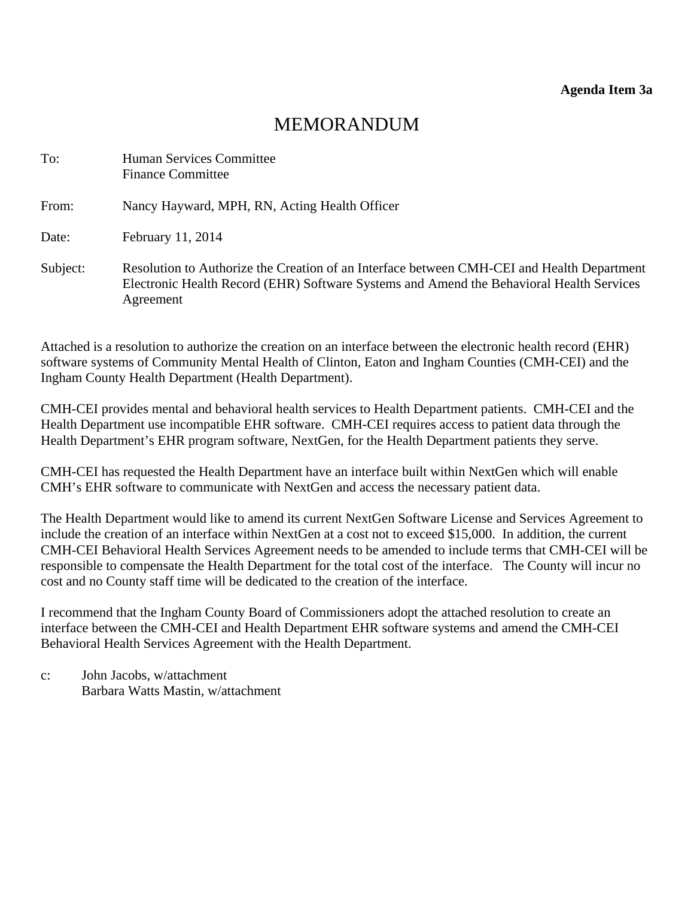**Agenda Item 3a**

# MEMORANDUM

To: Human Services Committee
Finance Committee

From: Nancy Hayward, MPH, RN, Acting Health Officer

Date: February 11, 2014

Subject: Resolution to Authorize the Creation of an Interface between CMH-CEI and Health Department Electronic Health Record (EHR) Software Systems and Amend the Behavioral Health Services Agreement

Attached is a resolution to authorize the creation on an interface between the electronic health record (EHR) software systems of Community Mental Health of Clinton, Eaton and Ingham Counties (CMH-CEI) and the Ingham County Health Department (Health Department).

CMH-CEI provides mental and behavioral health services to Health Department patients. CMH-CEI and the Health Department use incompatible EHR software. CMH-CEI requires access to patient data through the Health Department's EHR program software, NextGen, for the Health Department patients they serve.

CMH-CEI has requested the Health Department have an interface built within NextGen which will enable CMH's EHR software to communicate with NextGen and access the necessary patient data.

The Health Department would like to amend its current NextGen Software License and Services Agreement to include the creation of an interface within NextGen at a cost not to exceed $15,000. In addition, the current CMH-CEI Behavioral Health Services Agreement needs to be amended to include terms that CMH-CEI will be responsible to compensate the Health Department for the total cost of the interface. The County will incur no cost and no County staff time will be dedicated to the creation of the interface.

I recommend that the Ingham County Board of Commissioners adopt the attached resolution to create an interface between the CMH-CEI and Health Department EHR software systems and amend the CMH-CEI Behavioral Health Services Agreement with the Health Department.

c: John Jacobs, w/attachment
Barbara Watts Mastin, w/attachment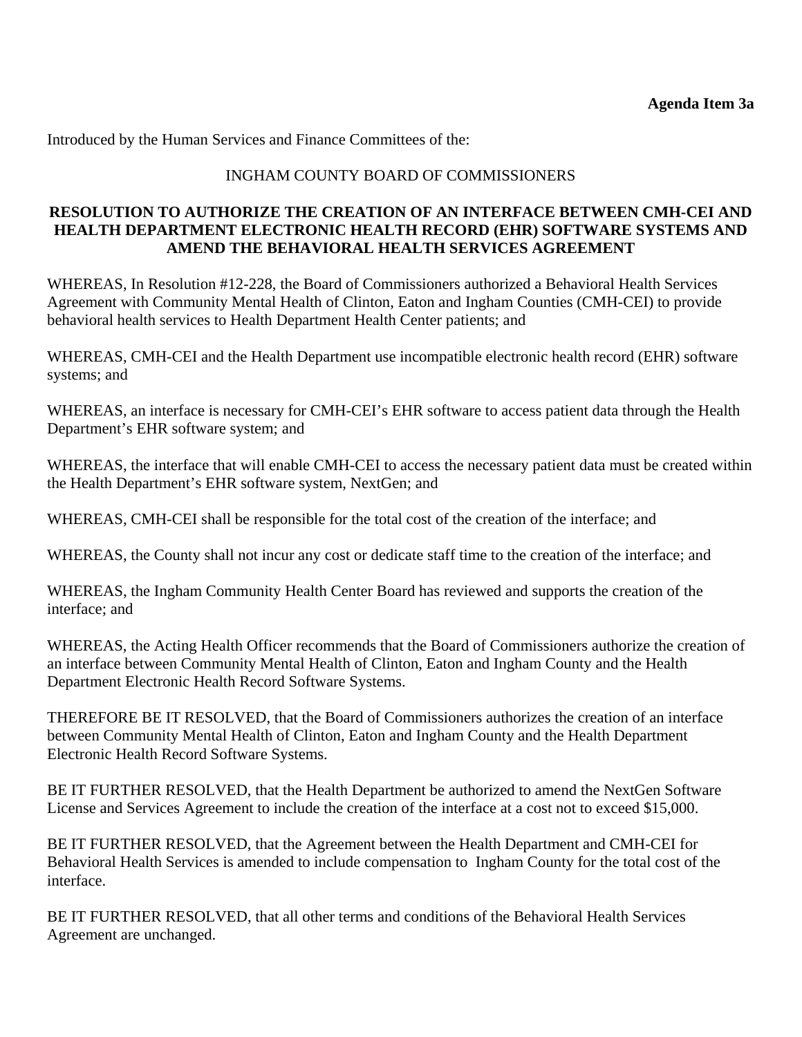**Agenda Item 3a**

Introduced by the Human Services and Finance Committees of the:

INGHAM COUNTY BOARD OF COMMISSIONERS

**RESOLUTION TO AUTHORIZE THE CREATION OF AN INTERFACE BETWEEN CMH-CEI AND HEALTH DEPARTMENT ELECTRONIC HEALTH RECORD (EHR) SOFTWARE SYSTEMS AND AMEND THE BEHAVIORAL HEALTH SERVICES AGREEMENT**

WHEREAS, In Resolution #12-228, the Board of Commissioners authorized a Behavioral Health Services Agreement with Community Mental Health of Clinton, Eaton and Ingham Counties (CMH-CEI) to provide behavioral health services to Health Department Health Center patients; and

WHEREAS, CMH-CEI and the Health Department use incompatible electronic health record (EHR) software systems; and

WHEREAS, an interface is necessary for CMH-CEI's EHR software to access patient data through the Health Department's EHR software system; and

WHEREAS, the interface that will enable CMH-CEI to access the necessary patient data must be created within the Health Department's EHR software system, NextGen; and

WHEREAS, CMH-CEI shall be responsible for the total cost of the creation of the interface; and

WHEREAS, the County shall not incur any cost or dedicate staff time to the creation of the interface; and

WHEREAS, the Ingham Community Health Center Board has reviewed and supports the creation of the interface; and

WHEREAS, the Acting Health Officer recommends that the Board of Commissioners authorize the creation of an interface between Community Mental Health of Clinton, Eaton and Ingham County and the Health Department Electronic Health Record Software Systems.

THEREFORE BE IT RESOLVED, that the Board of Commissioners authorizes the creation of an interface between Community Mental Health of Clinton, Eaton and Ingham County and the Health Department Electronic Health Record Software Systems.

BE IT FURTHER RESOLVED, that the Health Department be authorized to amend the NextGen Software License and Services Agreement to include the creation of the interface at a cost not to exceed $15,000.

BE IT FURTHER RESOLVED, that the Agreement between the Health Department and CMH-CEI for Behavioral Health Services is amended to include compensation to Ingham County for the total cost of the interface.

BE IT FURTHER RESOLVED, that all other terms and conditions of the Behavioral Health Services Agreement are unchanged.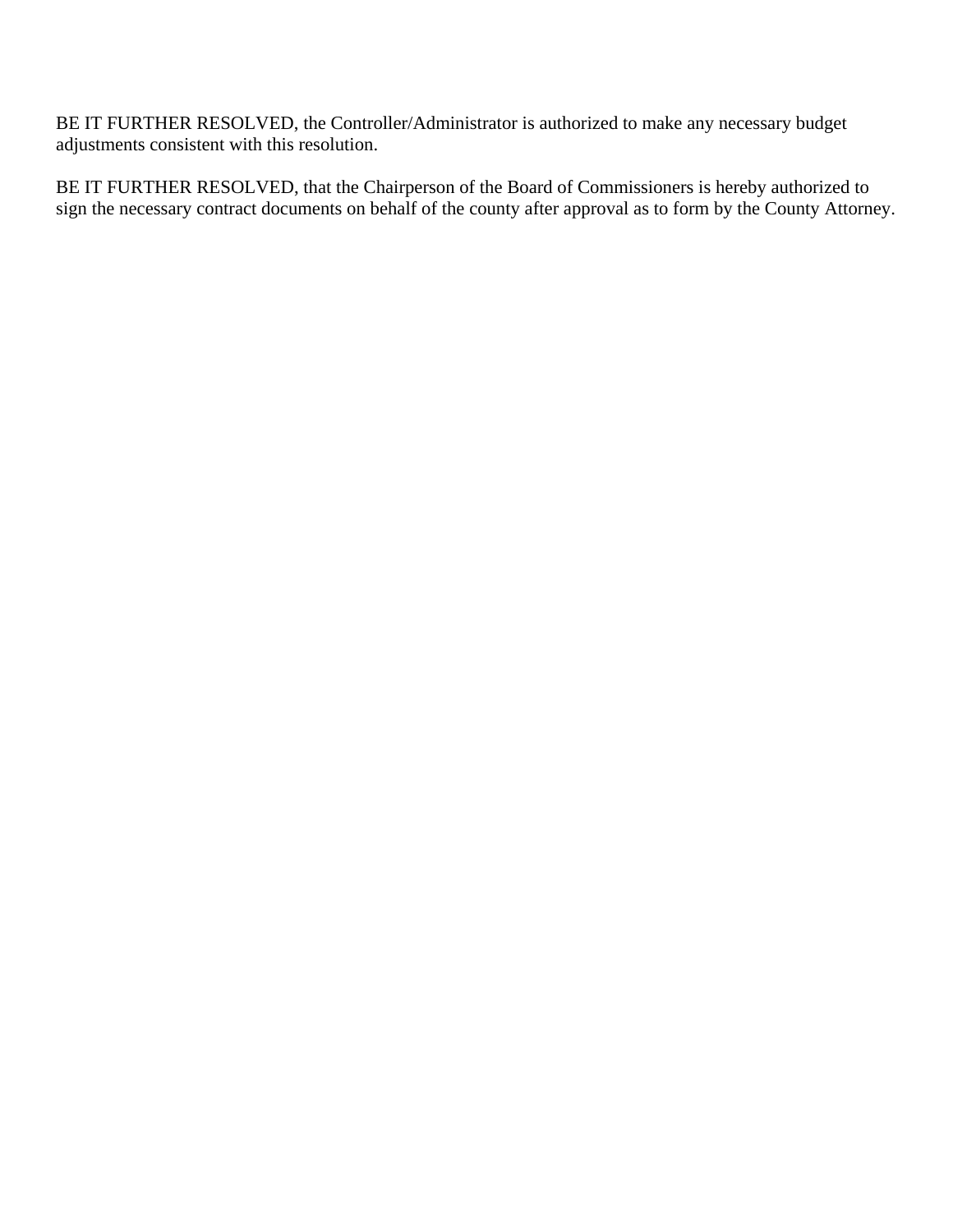BE IT FURTHER RESOLVED, the Controller/Administrator is authorized to make any necessary budget adjustments consistent with this resolution.

BE IT FURTHER RESOLVED, that the Chairperson of the Board of Commissioners is hereby authorized to sign the necessary contract documents on behalf of the county after approval as to form by the County Attorney.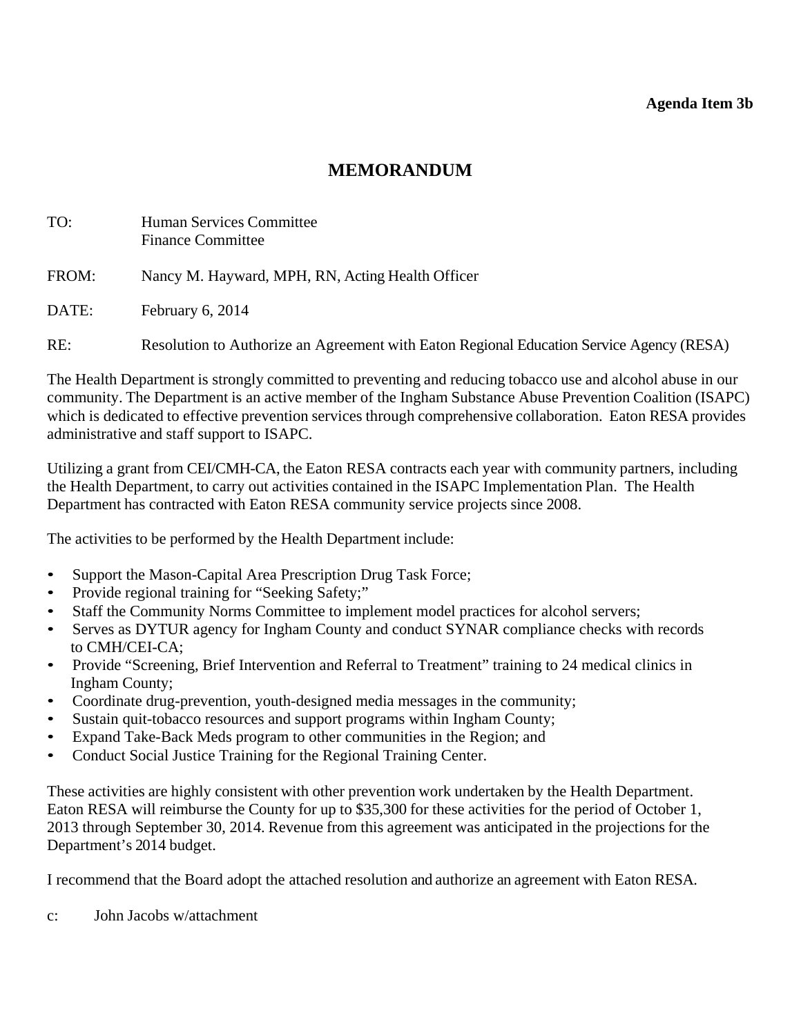**Agenda Item 3b**

# MEMORANDUM

TO: Human Services Committee
Finance Committee

FROM: Nancy M. Hayward, MPH, RN, Acting Health Officer

DATE: February 6, 2014

RE: Resolution to Authorize an Agreement with Eaton Regional Education Service Agency (RESA)

The Health Department is strongly committed to preventing and reducing tobacco use and alcohol abuse in our community. The Department is an active member of the Ingham Substance Abuse Prevention Coalition (ISAPC) which is dedicated to effective prevention services through comprehensive collaboration. Eaton RESA provides administrative and staff support to ISAPC.

Utilizing a grant from CEI/CMH-CA, the Eaton RESA contracts each year with community partners, including the Health Department, to carry out activities contained in the ISAPC Implementation Plan. The Health Department has contracted with Eaton RESA community service projects since 2008.

The activities to be performed by the Health Department include:

- Support the Mason-Capital Area Prescription Drug Task Force;
- Provide regional training for "Seeking Safety;"
- Staff the Community Norms Committee to implement model practices for alcohol servers;
- Serves as DYTUR agency for Ingham County and conduct SYNAR compliance checks with records to CMH/CEI-CA;
- Provide "Screening, Brief Intervention and Referral to Treatment" training to 24 medical clinics in Ingham County;
- Coordinate drug-prevention, youth-designed media messages in the community;
- Sustain quit-tobacco resources and support programs within Ingham County;
- Expand Take-Back Meds program to other communities in the Region; and
- Conduct Social Justice Training for the Regional Training Center.

These activities are highly consistent with other prevention work undertaken by the Health Department. Eaton RESA will reimburse the County for up to $35,300 for these activities for the period of October 1, 2013 through September 30, 2014. Revenue from this agreement was anticipated in the projections for the Department's 2014 budget.

I recommend that the Board adopt the attached resolution and authorize an agreement with Eaton RESA.

c: John Jacobs w/attachment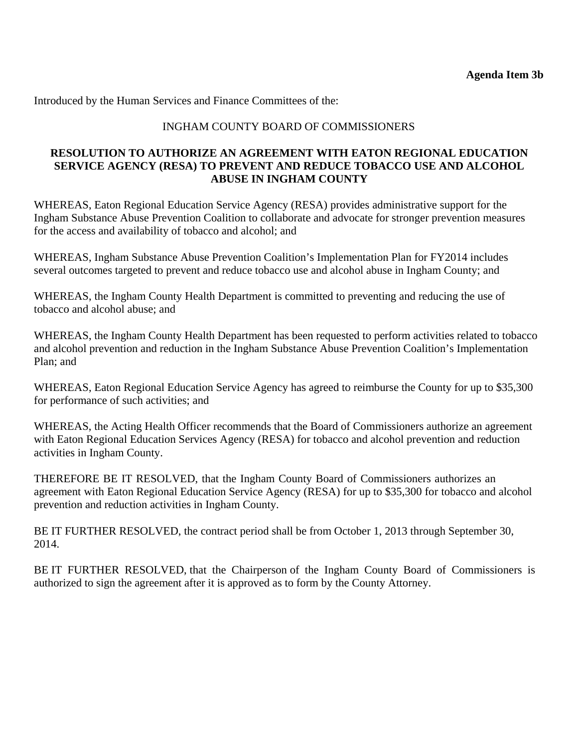**Agenda Item 3b**

Introduced by the Human Services and Finance Committees of the:

INGHAM COUNTY BOARD OF COMMISSIONERS

**RESOLUTION TO AUTHORIZE AN AGREEMENT WITH EATON REGIONAL EDUCATION SERVICE AGENCY (RESA) TO PREVENT AND REDUCE TOBACCO USE AND ALCOHOL ABUSE IN INGHAM COUNTY**

WHEREAS, Eaton Regional Education Service Agency (RESA) provides administrative support for the Ingham Substance Abuse Prevention Coalition to collaborate and advocate for stronger prevention measures for the access and availability of tobacco and alcohol; and

WHEREAS, Ingham Substance Abuse Prevention Coalition's Implementation Plan for FY2014 includes several outcomes targeted to prevent and reduce tobacco use and alcohol abuse in Ingham County; and

WHEREAS, the Ingham County Health Department is committed to preventing and reducing the use of tobacco and alcohol abuse; and

WHEREAS, the Ingham County Health Department has been requested to perform activities related to tobacco and alcohol prevention and reduction in the Ingham Substance Abuse Prevention Coalition's Implementation Plan; and

WHEREAS, Eaton Regional Education Service Agency has agreed to reimburse the County for up to $35,300 for performance of such activities; and

WHEREAS, the Acting Health Officer recommends that the Board of Commissioners authorize an agreement with Eaton Regional Education Services Agency (RESA) for tobacco and alcohol prevention and reduction activities in Ingham County.

THEREFORE BE IT RESOLVED, that the Ingham County Board of Commissioners authorizes an agreement with Eaton Regional Education Service Agency (RESA) for up to $35,300 for tobacco and alcohol prevention and reduction activities in Ingham County.

BE IT FURTHER RESOLVED, the contract period shall be from October 1, 2013 through September 30, 2014.

BE IT FURTHER RESOLVED, that the Chairperson of the Ingham County Board of Commissioners is authorized to sign the agreement after it is approved as to form by the County Attorney.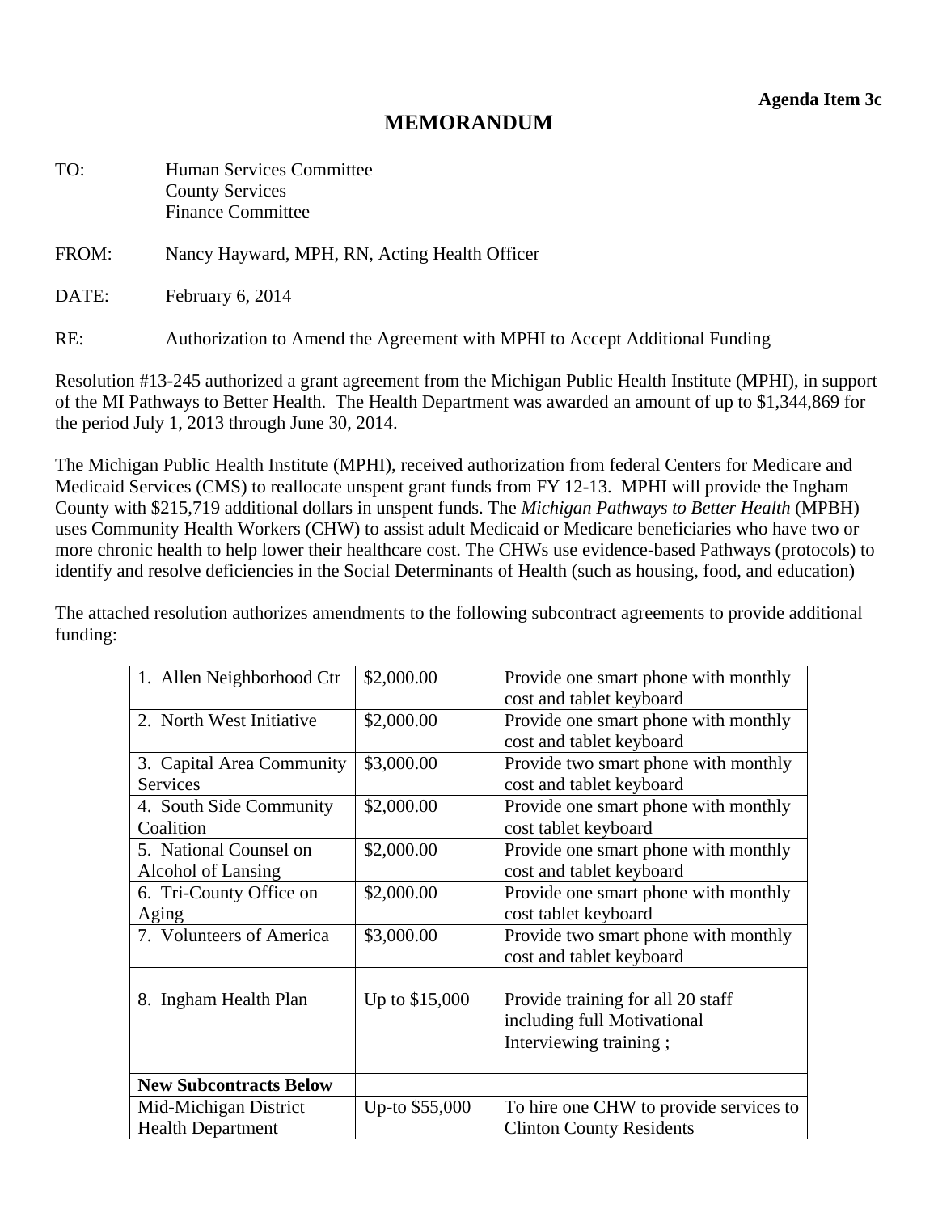**Agenda Item 3c**

# MEMORANDUM

TO: Human Services Committee
County Services
Finance Committee

FROM: Nancy Hayward, MPH, RN, Acting Health Officer

DATE: February 6, 2014

RE: Authorization to Amend the Agreement with MPHI to Accept Additional Funding

Resolution #13-245 authorized a grant agreement from the Michigan Public Health Institute (MPHI), in support of the MI Pathways to Better Health. The Health Department was awarded an amount of up to $1,344,869 for the period July 1, 2013 through June 30, 2014.

The Michigan Public Health Institute (MPHI), received authorization from federal Centers for Medicare and Medicaid Services (CMS) to reallocate unspent grant funds from FY 12-13. MPHI will provide the Ingham County with $215,719 additional dollars in unspent funds. The *Michigan Pathways to Better Health* (MPBH) uses Community Health Workers (CHW) to assist adult Medicaid or Medicare beneficiaries who have two or more chronic health to help lower their healthcare cost. The CHWs use evidence-based Pathways (protocols) to identify and resolve deficiencies in the Social Determinants of Health (such as housing, food, and education)

The attached resolution authorizes amendments to the following subcontract agreements to provide additional funding:

| | | |
|---|---|---|
| 1. Allen Neighborhood Ctr | $2,000.00 | Provide one smart phone with monthly cost and tablet keyboard |
| 2. North West Initiative | $2,000.00 | Provide one smart phone with monthly cost and tablet keyboard |
| 3. Capital Area Community Services | $3,000.00 | Provide two smart phone with monthly cost and tablet keyboard |
| 4. South Side Community Coalition | $2,000.00 | Provide one smart phone with monthly cost tablet keyboard |
| 5. National Counsel on Alcohol of Lansing | $2,000.00 | Provide one smart phone with monthly cost and tablet keyboard |
| 6. Tri-County Office on Aging | $2,000.00 | Provide one smart phone with monthly cost tablet keyboard |
| 7. Volunteers of America | $3,000.00 | Provide two smart phone with monthly cost and tablet keyboard |
| 8. Ingham Health Plan | Up to $15,000 | Provide training for all 20 staff including full Motivational Interviewing training ; |
| **New Subcontracts Below** | | |
| Mid-Michigan District Health Department | Up-to $55,000 | To hire one CHW to provide services to Clinton County Residents |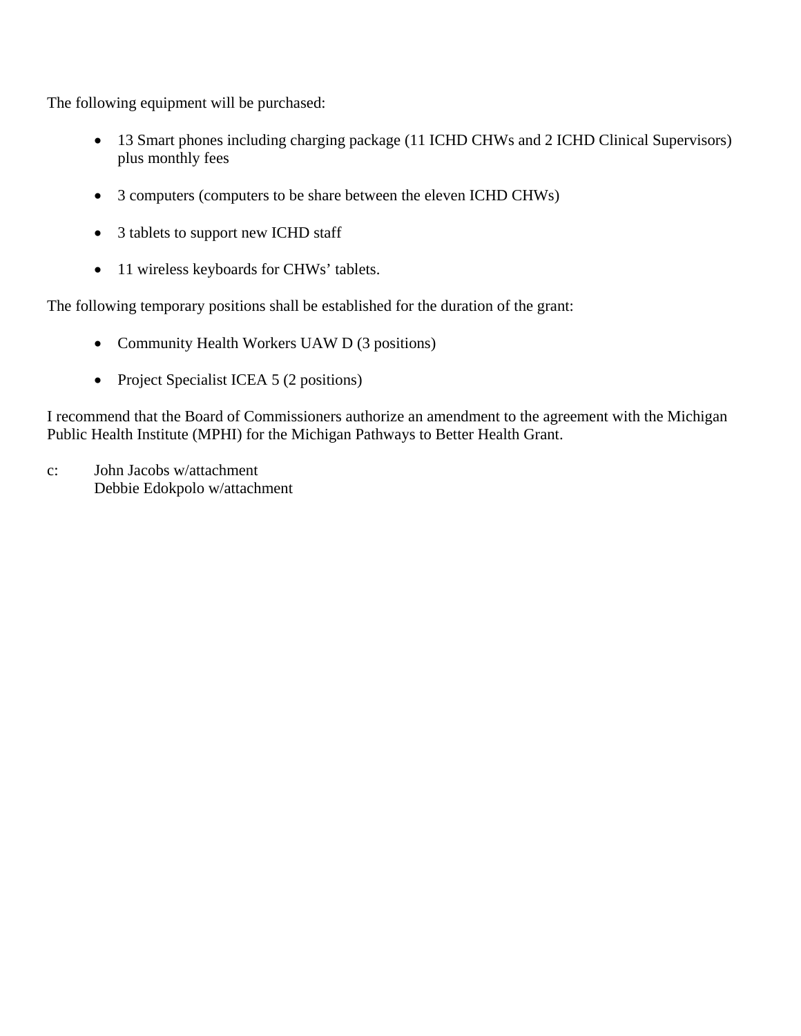The following equipment will be purchased:

- 13 Smart phones including charging package (11 ICHD CHWs and 2 ICHD Clinical Supervisors) plus monthly fees

- 3 computers (computers to be share between the eleven ICHD CHWs)

- 3 tablets to support new ICHD staff

- 11 wireless keyboards for CHWs' tablets.

The following temporary positions shall be established for the duration of the grant:

- Community Health Workers UAW D (3 positions)

- Project Specialist ICEA 5 (2 positions)

I recommend that the Board of Commissioners authorize an amendment to the agreement with the Michigan Public Health Institute (MPHI) for the Michigan Pathways to Better Health Grant.

c: John Jacobs w/attachment
Debbie Edokpolo w/attachment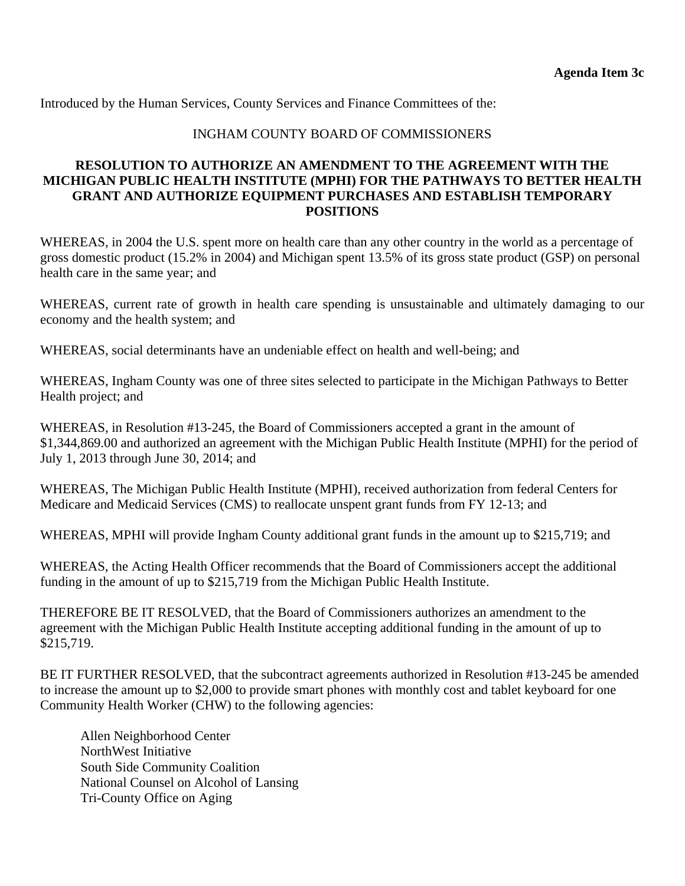**Agenda Item 3c**

Introduced by the Human Services, County Services and Finance Committees of the:

INGHAM COUNTY BOARD OF COMMISSIONERS

**RESOLUTION TO AUTHORIZE AN AMENDMENT TO THE AGREEMENT WITH THE MICHIGAN PUBLIC HEALTH INSTITUTE (MPHI) FOR THE PATHWAYS TO BETTER HEALTH GRANT AND AUTHORIZE EQUIPMENT PURCHASES AND ESTABLISH TEMPORARY POSITIONS**

WHEREAS, in 2004 the U.S. spent more on health care than any other country in the world as a percentage of gross domestic product (15.2% in 2004) and Michigan spent 13.5% of its gross state product (GSP) on personal health care in the same year; and

WHEREAS, current rate of growth in health care spending is unsustainable and ultimately damaging to our economy and the health system; and

WHEREAS, social determinants have an undeniable effect on health and well-being; and

WHEREAS, Ingham County was one of three sites selected to participate in the Michigan Pathways to Better Health project; and

WHEREAS, in Resolution #13-245, the Board of Commissioners accepted a grant in the amount of $1,344,869.00 and authorized an agreement with the Michigan Public Health Institute (MPHI) for the period of July 1, 2013 through June 30, 2014; and

WHEREAS, The Michigan Public Health Institute (MPHI), received authorization from federal Centers for Medicare and Medicaid Services (CMS) to reallocate unspent grant funds from FY 12-13; and

WHEREAS, MPHI will provide Ingham County additional grant funds in the amount up to $215,719; and

WHEREAS, the Acting Health Officer recommends that the Board of Commissioners accept the additional funding in the amount of up to $215,719 from the Michigan Public Health Institute.

THEREFORE BE IT RESOLVED, that the Board of Commissioners authorizes an amendment to the agreement with the Michigan Public Health Institute accepting additional funding in the amount of up to $215,719.

BE IT FURTHER RESOLVED, that the subcontract agreements authorized in Resolution #13-245 be amended to increase the amount up to $2,000 to provide smart phones with monthly cost and tablet keyboard for one Community Health Worker (CHW) to the following agencies:

Allen Neighborhood Center
NorthWest Initiative
South Side Community Coalition
National Counsel on Alcohol of Lansing
Tri-County Office on Aging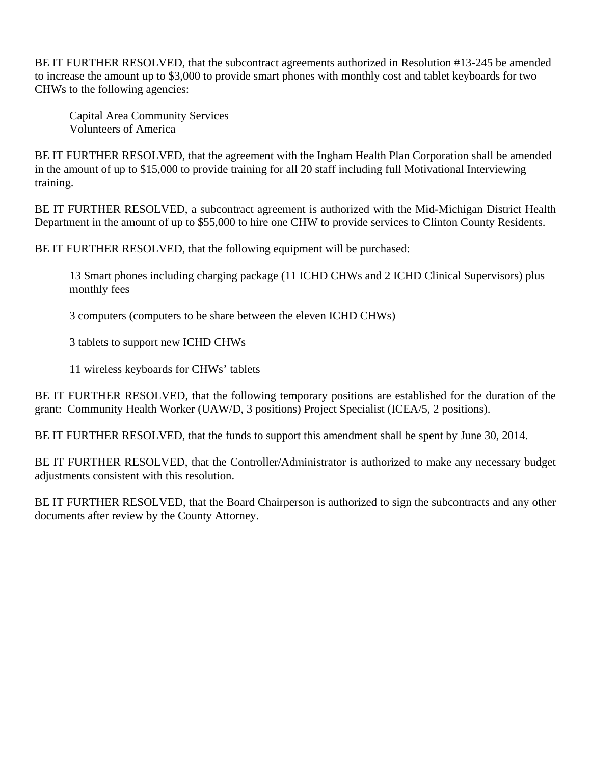BE IT FURTHER RESOLVED, that the subcontract agreements authorized in Resolution #13-245 be amended to increase the amount up to $3,000 to provide smart phones with monthly cost and tablet keyboards for two CHWs to the following agencies:

Capital Area Community Services
Volunteers of America

BE IT FURTHER RESOLVED, that the agreement with the Ingham Health Plan Corporation shall be amended in the amount of up to $15,000 to provide training for all 20 staff including full Motivational Interviewing training.

BE IT FURTHER RESOLVED, a subcontract agreement is authorized with the Mid-Michigan District Health Department in the amount of up to $55,000 to hire one CHW to provide services to Clinton County Residents.

BE IT FURTHER RESOLVED, that the following equipment will be purchased:

13 Smart phones including charging package (11 ICHD CHWs and 2 ICHD Clinical Supervisors) plus monthly fees

3 computers (computers to be share between the eleven ICHD CHWs)

3 tablets to support new ICHD CHWs

11 wireless keyboards for CHWs' tablets

BE IT FURTHER RESOLVED, that the following temporary positions are established for the duration of the grant: Community Health Worker (UAW/D, 3 positions) Project Specialist (ICEA/5, 2 positions).

BE IT FURTHER RESOLVED, that the funds to support this amendment shall be spent by June 30, 2014.

BE IT FURTHER RESOLVED, that the Controller/Administrator is authorized to make any necessary budget adjustments consistent with this resolution.

BE IT FURTHER RESOLVED, that the Board Chairperson is authorized to sign the subcontracts and any other documents after review by the County Attorney.